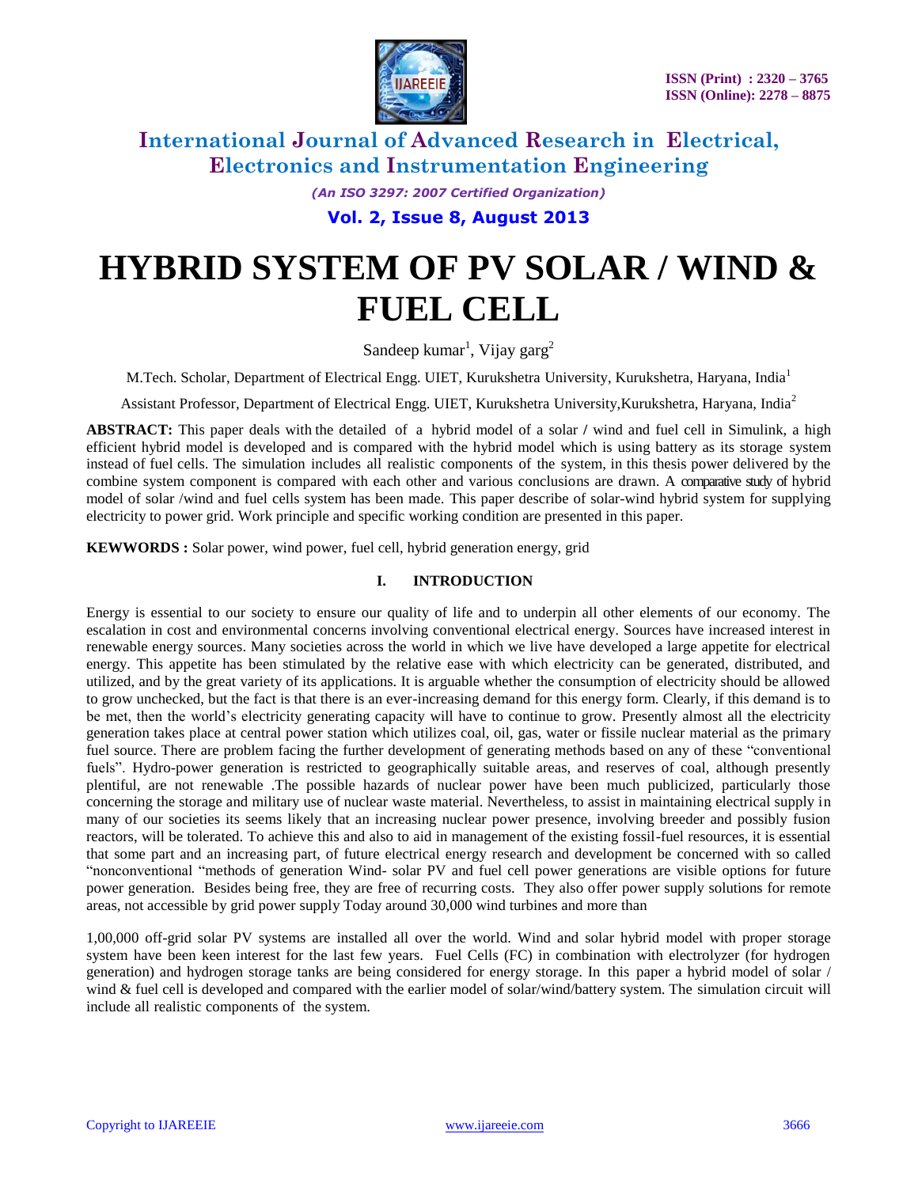# HYBRID SYSTEM OF PV SOLAR / WIND & FUEL CELL

Sandeep kumar[1], Vijay garg[2]

M.Tech. Scholar, Department of Electrical Engg. UIET, Kurukshetra University, Kurukshetra, Haryana, India[1]

Assistant Professor, Department of Electrical Engg. UIET, Kurukshetra University,Kurukshetra, Haryana, India[2]

**ABSTRACT:** This paper deals with the detailed of a hybrid model of a solar **/** wind and fuel cell in Simulink, a high efficient hybrid model is developed and is compared with the hybrid model which is using battery as its storage system instead of fuel cells. The simulation includes all realistic components of the system, in this thesis power delivered by the combine system component is compared with each other and various conclusions are drawn. A comparative study of hybrid model of solar /wind and fuel cells system has been made. This paper describe of solar-wind hybrid system for supplying electricity to power grid. Work principle and specific working condition are presented in this paper.

**KEWWORDS :** Solar power, wind power, fuel cell, hybrid generation energy, grid

## I. INTRODUCTION

Energy is essential to our society to ensure our quality of life and to underpin all other elements of our economy. The escalation in cost and environmental concerns involving conventional electrical energy. Sources have increased interest in renewable energy sources. Many societies across the world in which we live have developed a large appetite for electrical energy. This appetite has been stimulated by the relative ease with which electricity can be generated, distributed, and utilized, and by the great variety of its applications. It is arguable whether the consumption of electricity should be allowed to grow unchecked, but the fact is that there is an ever-increasing demand for this energy form. Clearly, if this demand is to be met, then the world's electricity generating capacity will have to continue to grow. Presently almost all the electricity generation takes place at central power station which utilizes coal, oil, gas, water or fissile nuclear material as the primary fuel source. There are problem facing the further development of generating methods based on any of these "conventional fuels". Hydro-power generation is restricted to geographically suitable areas, and reserves of coal, although presently plentiful, are not renewable .The possible hazards of nuclear power have been much publicized, particularly those concerning the storage and military use of nuclear waste material. Nevertheless, to assist in maintaining electrical supply in many of our societies its seems likely that an increasing nuclear power presence, involving breeder and possibly fusion reactors, will be tolerated. To achieve this and also to aid in management of the existing fossil-fuel resources, it is essential that some part and an increasing part, of future electrical energy research and development be concerned with so called "nonconventional "methods of generation Wind- solar PV and fuel cell power generations are visible options for future power generation. Besides being free, they are free of recurring costs. They also offer power supply solutions for remote areas, not accessible by grid power supply Today around 30,000 wind turbines and more than

1,00,000 off-grid solar PV systems are installed all over the world. Wind and solar hybrid model with proper storage system have been keen interest for the last few years. Fuel Cells (FC) in combination with electrolyzer (for hydrogen generation) and hydrogen storage tanks are being considered for energy storage. In this paper a hybrid model of solar / wind & fuel cell is developed and compared with the earlier model of solar/wind/battery system. The simulation circuit will include all realistic components of the system.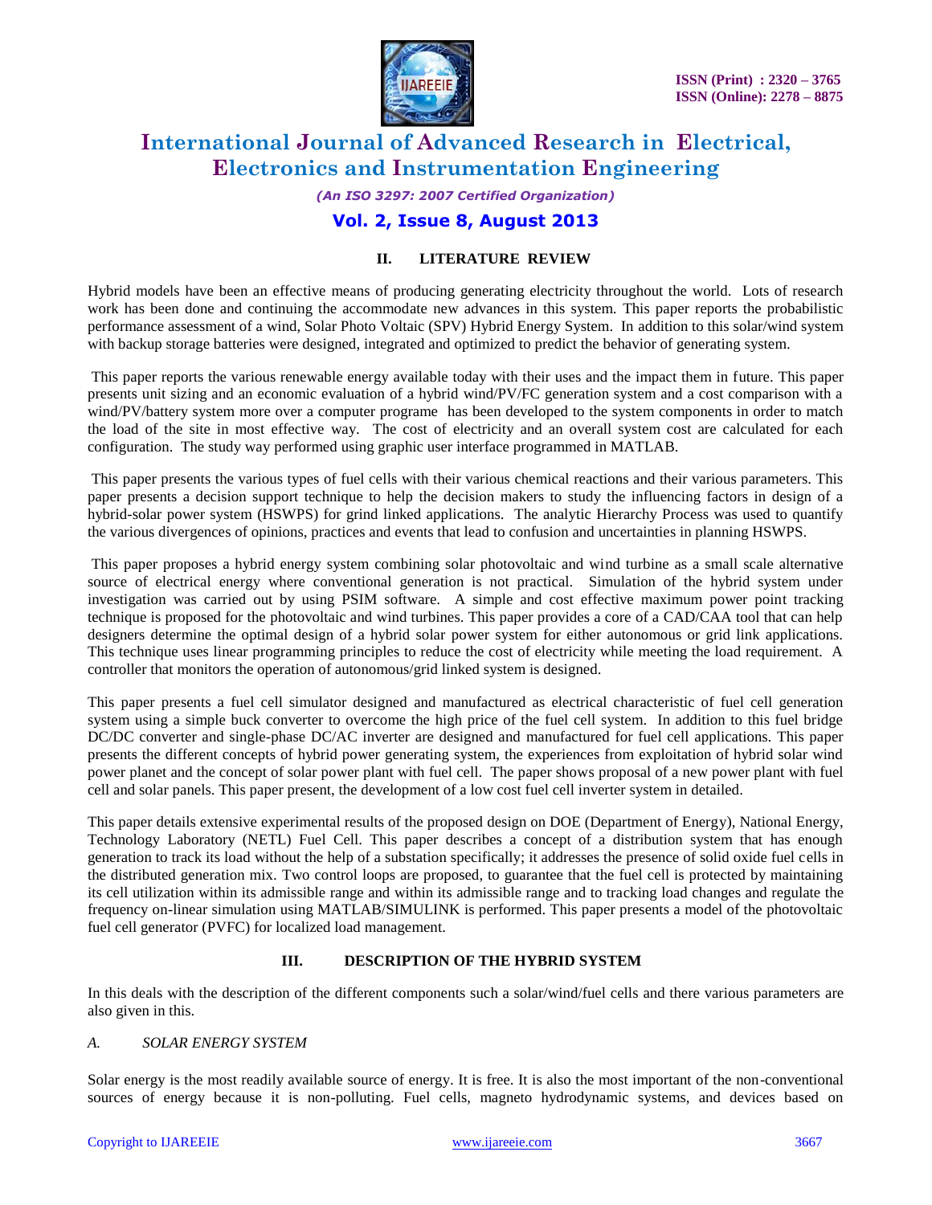## II. LITERATURE REVIEW

Hybrid models have been an effective means of producing generating electricity throughout the world. Lots of research work has been done and continuing the accommodate new advances in this system. This paper reports the probabilistic performance assessment of a wind, Solar Photo Voltaic (SPV) Hybrid Energy System. In addition to this solar/wind system with backup storage batteries were designed, integrated and optimized to predict the behavior of generating system.

This paper reports the various renewable energy available today with their uses and the impact them in future. This paper presents unit sizing and an economic evaluation of a hybrid wind/PV/FC generation system and a cost comparison with a wind/PV/battery system more over a computer programe has been developed to the system components in order to match the load of the site in most effective way. The cost of electricity and an overall system cost are calculated for each configuration. The study way performed using graphic user interface programmed in MATLAB.

This paper presents the various types of fuel cells with their various chemical reactions and their various parameters. This paper presents a decision support technique to help the decision makers to study the influencing factors in design of a hybrid-solar power system (HSWPS) for grind linked applications. The analytic Hierarchy Process was used to quantify the various divergences of opinions, practices and events that lead to confusion and uncertainties in planning HSWPS.

This paper proposes a hybrid energy system combining solar photovoltaic and wind turbine as a small scale alternative source of electrical energy where conventional generation is not practical. Simulation of the hybrid system under investigation was carried out by using PSIM software. A simple and cost effective maximum power point tracking technique is proposed for the photovoltaic and wind turbines. This paper provides a core of a CAD/CAA tool that can help designers determine the optimal design of a hybrid solar power system for either autonomous or grid link applications. This technique uses linear programming principles to reduce the cost of electricity while meeting the load requirement. A controller that monitors the operation of autonomous/grid linked system is designed.

This paper presents a fuel cell simulator designed and manufactured as electrical characteristic of fuel cell generation system using a simple buck converter to overcome the high price of the fuel cell system. In addition to this fuel bridge DC/DC converter and single-phase DC/AC inverter are designed and manufactured for fuel cell applications. This paper presents the different concepts of hybrid power generating system, the experiences from exploitation of hybrid solar wind power planet and the concept of solar power plant with fuel cell. The paper shows proposal of a new power plant with fuel cell and solar panels. This paper present, the development of a low cost fuel cell inverter system in detailed.

This paper details extensive experimental results of the proposed design on DOE (Department of Energy), National Energy, Technology Laboratory (NETL) Fuel Cell. This paper describes a concept of a distribution system that has enough generation to track its load without the help of a substation specifically; it addresses the presence of solid oxide fuel cells in the distributed generation mix. Two control loops are proposed, to guarantee that the fuel cell is protected by maintaining its cell utilization within its admissible range and within its admissible range and to tracking load changes and regulate the frequency on-linear simulation using MATLAB/SIMULINK is performed. This paper presents a model of the photovoltaic fuel cell generator (PVFC) for localized load management.

## III. DESCRIPTION OF THE HYBRID SYSTEM

In this deals with the description of the different components such a solar/wind/fuel cells and there various parameters are also given in this.

### *A. SOLAR ENERGY SYSTEM*

Solar energy is the most readily available source of energy. It is free. It is also the most important of the non-conventional sources of energy because it is non-polluting. Fuel cells, magneto hydrodynamic systems, and devices based on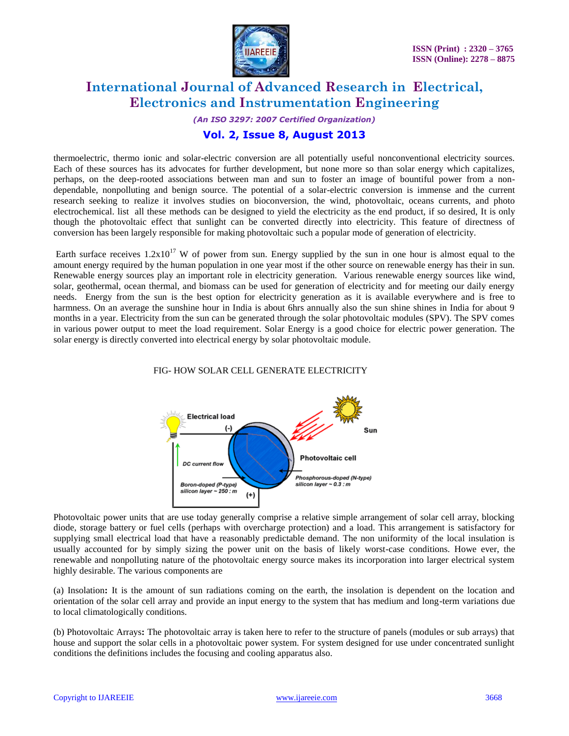thermoelectric, thermo ionic and solar-electric conversion are all potentially useful nonconventional electricity sources. Each of these sources has its advocates for further development, but none more so than solar energy which capitalizes, perhaps, on the deep-rooted associations between man and sun to foster an image of bountiful power from a non-dependable, nonpolluting and benign source. The potential of a solar-electric conversion is immense and the current research seeking to realize it involves studies on bioconversion, the wind, photovoltaic, oceans currents, and photo electrochemical. list all these methods can be designed to yield the electricity as the end product, if so desired, It is only though the photovoltaic effect that sunlight can be converted directly into electricity. This feature of directness of conversion has been largely responsible for making photovoltaic such a popular mode of generation of electricity.

Earth surface receives $1.2x10^{17}$ W of power from sun. Energy supplied by the sun in one hour is almost equal to the amount energy required by the human population in one year most if the other source on renewable energy has their in sun. Renewable energy sources play an important role in electricity generation. Various renewable energy sources like wind, solar, geothermal, ocean thermal, and biomass can be used for generation of electricity and for meeting our daily energy needs. Energy from the sun is the best option for electricity generation as it is available everywhere and is free to harmness. On an average the sunshine hour in India is about 6hrs annually also the sun shine shines in India for about 9 months in a year. Electricity from the sun can be generated through the solar photovoltaic modules (SPV). The SPV comes in various power output to meet the load requirement. Solar Energy is a good choice for electric power generation. The solar energy is directly converted into electrical energy by solar photovoltaic module.

FIG- HOW SOLAR CELL GENERATE ELECTRICITY

Electrical load (-) Sun Photovoltaic cell DC current flow Phosphorous-doped (N-type) silicon layer ~ 0.3 : m Boron-doped (P-type) silicon layer ~ 250 : m (+)

Photovoltaic power units that are use today generally comprise a relative simple arrangement of solar cell array, blocking diode, storage battery or fuel cells (perhaps with overcharge protection) and a load. This arrangement is satisfactory for supplying small electrical load that have a reasonably predictable demand. The non uniformity of the local insulation is usually accounted for by simply sizing the power unit on the basis of likely worst-case conditions. Howe ever, the renewable and nonpolluting nature of the photovoltaic energy source makes its incorporation into larger electrical system highly desirable. The various components are

(a) Insolation**:** It is the amount of sun radiations coming on the earth, the insolation is dependent on the location and orientation of the solar cell array and provide an input energy to the system that has medium and long-term variations due to local climatologically conditions.

(b) Photovoltaic Arrays**:** The photovoltaic array is taken here to refer to the structure of panels (modules or sub arrays) that house and support the solar cells in a photovoltaic power system. For system designed for use under concentrated sunlight conditions the definitions includes the focusing and cooling apparatus also.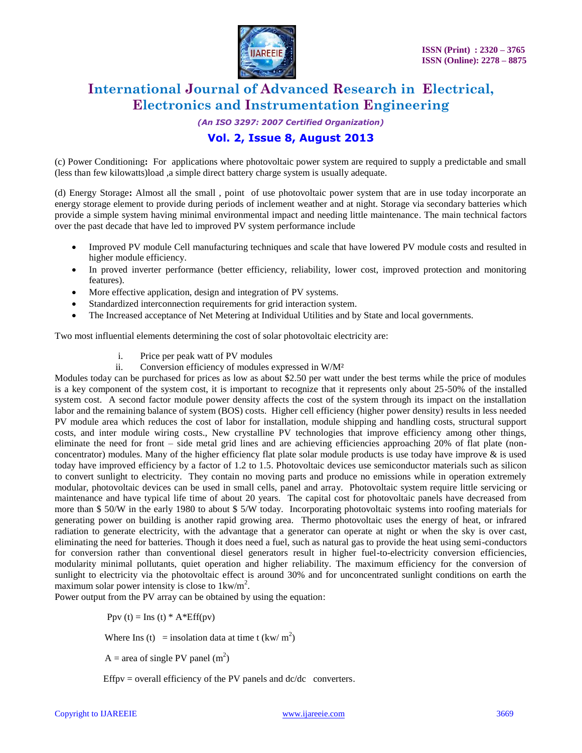(c) Power Conditioning**:** For applications where photovoltaic power system are required to supply a predictable and small (less than few kilowatts)load ,a simple direct battery charge system is usually adequate.

(d) Energy Storage**:** Almost all the small , point of use photovoltaic power system that are in use today incorporate an energy storage element to provide during periods of inclement weather and at night. Storage via secondary batteries which provide a simple system having minimal environmental impact and needing little maintenance. The main technical factors over the past decade that have led to improved PV system performance include

- Improved PV module Cell manufacturing techniques and scale that have lowered PV module costs and resulted in higher module efficiency.
- In proved inverter performance (better efficiency, reliability, lower cost, improved protection and monitoring features).
- More effective application, design and integration of PV systems.
- Standardized interconnection requirements for grid interaction system.
- The Increased acceptance of Net Metering at Individual Utilities and by State and local governments.

Two most influential elements determining the cost of solar photovoltaic electricity are:

i. Price per peak watt of PV modules
ii. Conversion efficiency of modules expressed in $W/M^2$

Modules today can be purchased for prices as low as about $2.50 per watt under the best terms while the price of modules is a key component of the system cost, it is important to recognize that it represents only about 25-50% of the installed system cost. A second factor module power density affects the cost of the system through its impact on the installation labor and the remaining balance of system (BOS) costs. Higher cell efficiency (higher power density) results in less needed PV module area which reduces the cost of labor for installation, module shipping and handling costs, structural support costs, and inter module wiring costs., New crystalline PV technologies that improve efficiency among other things, eliminate the need for front – side metal grid lines and are achieving efficiencies approaching 20% of flat plate (non-concentrator) modules. Many of the higher efficiency flat plate solar module products is use today have improve & is used today have improved efficiency by a factor of 1.2 to 1.5. Photovoltaic devices use semiconductor materials such as silicon to convert sunlight to electricity. They contain no moving parts and produce no emissions while in operation extremely modular, photovoltaic devices can be used in small cells, panel and array. Photovoltaic system require little servicing or maintenance and have typical life time of about 20 years. The capital cost for photovoltaic panels have decreased from more than $ 50/W in the early 1980 to about $ 5/W today. Incorporating photovoltaic systems into roofing materials for generating power on building is another rapid growing area. Thermo photovoltaic uses the energy of heat, or infrared radiation to generate electricity, with the advantage that a generator can operate at night or when the sky is over cast, eliminating the need for batteries. Though it does need a fuel, such as natural gas to provide the heat using semi-conductors for conversion rather than conventional diesel generators result in higher fuel-to-electricity conversion efficiencies, modularity minimal pollutants, quiet operation and higher reliability. The maximum efficiency for the conversion of sunlight to electricity via the photovoltaic effect is around 30% and for unconcentrated sunlight conditions on earth the maximum solar power intensity is close to $1kw/m^2$.

Power output from the PV array can be obtained by using the equation:

$$P_{pv}(t) = I_{ns}(t) * A * Eff(pv)$$

Where $I_{ns}(t)$ = insolation data at time t ($kw/m^2$)

A = area of single PV panel ($m^2$)

$Eff_{pv}$ = overall efficiency of the PV panels and dc/dc converters.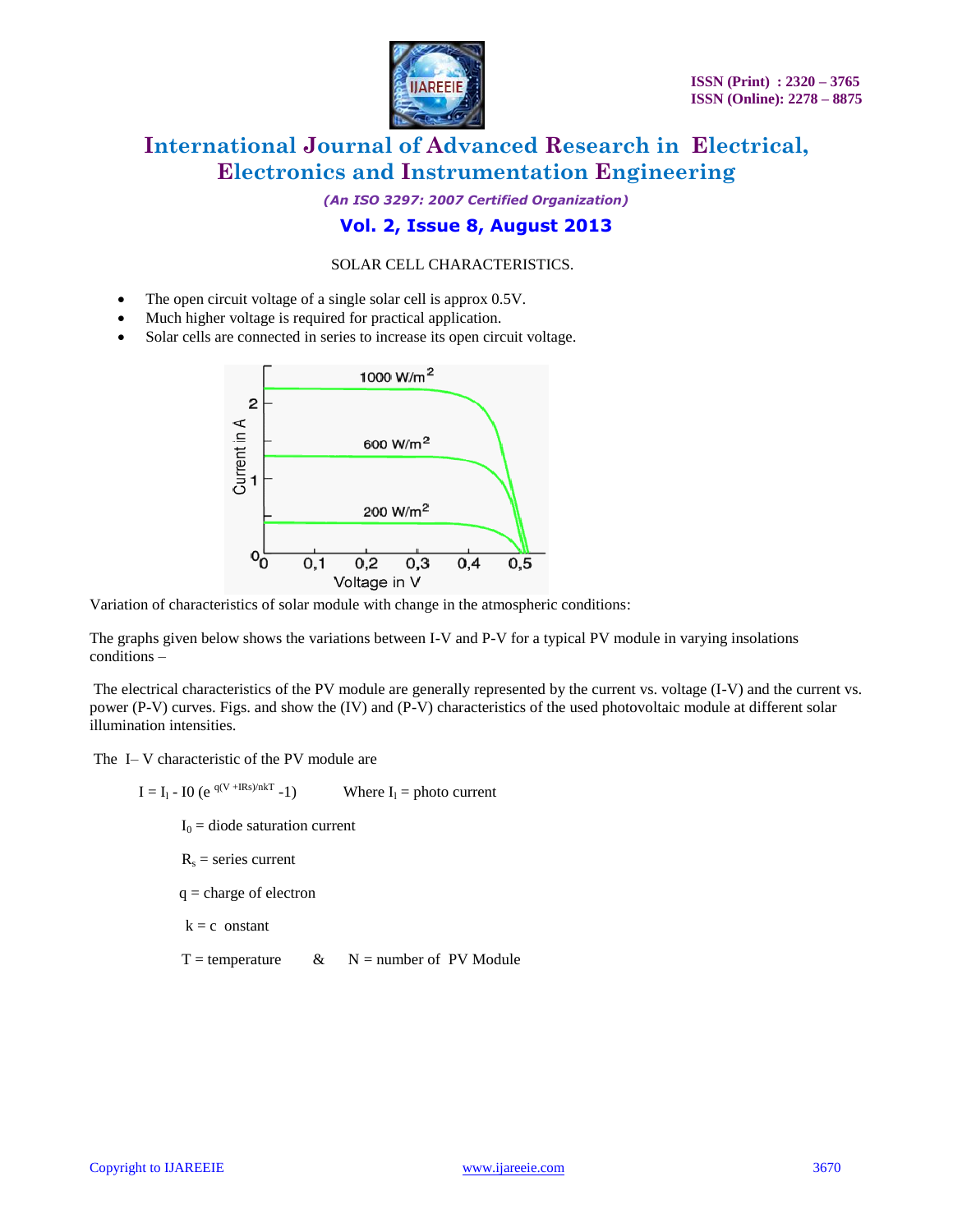SOLAR CELL CHARACTERISTICS.

- The open circuit voltage of a single solar cell is approx 0.5V.
- Much higher voltage is required for practical application.
- Solar cells are connected in series to increase its open circuit voltage.

Variation of characteristics of solar module with change in the atmospheric conditions:

The graphs given below shows the variations between I-V and P-V for a typical PV module in varying insolations conditions –

The electrical characteristics of the PV module are generally represented by the current vs. voltage (I-V) and the current vs. power (P-V) curves. Figs. and show the (IV) and (P-V) characteristics of the used photovoltaic module at different solar illumination intensities.

The I– V characteristic of the PV module are

$I = I_l - I0 \left(e^{q(V + IRs)/nkT} - 1\right)$ Where $I_l$ = photo current

$I_0$ = diode saturation current

$R_s$ = series current

q = charge of electron

k = c onstant

T = temperature & N = number of PV Module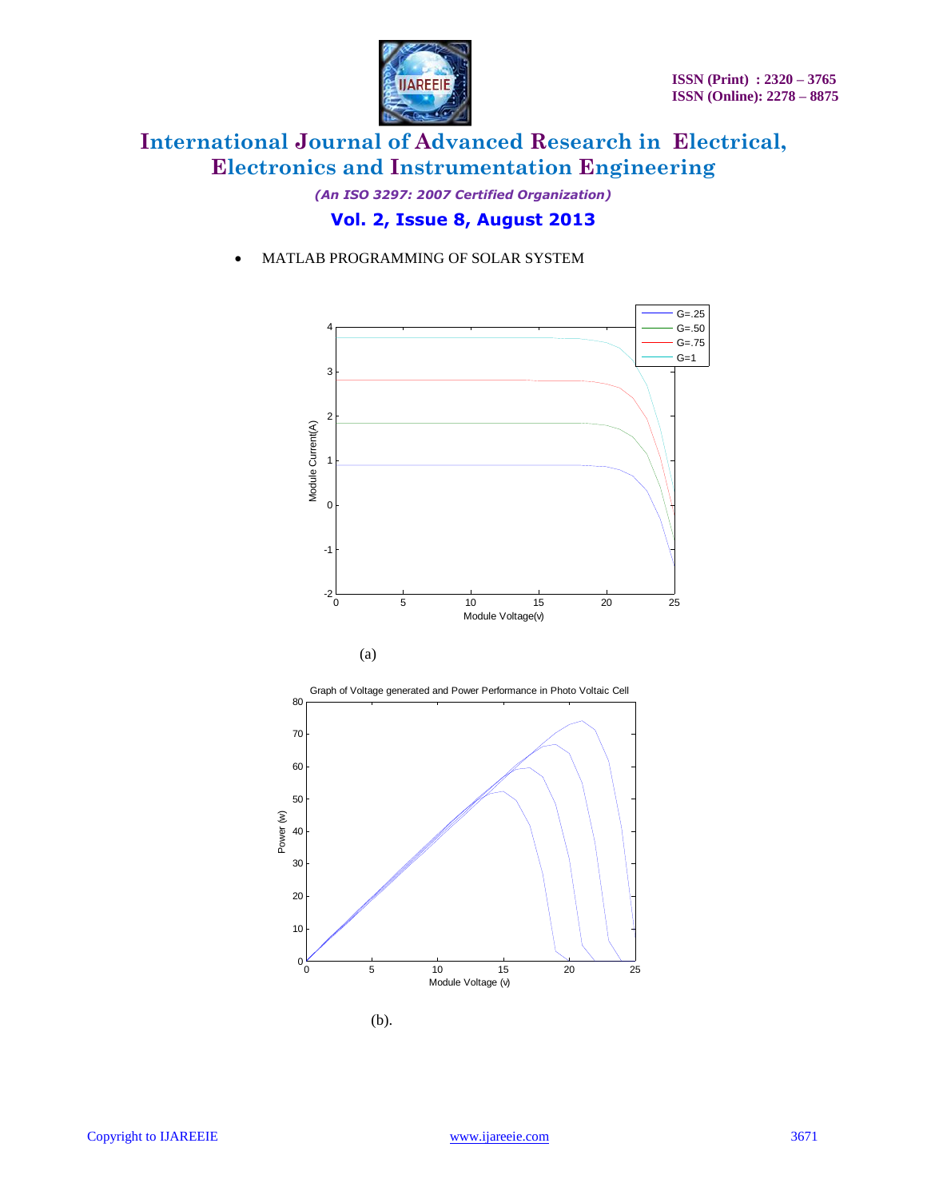- MATLAB PROGRAMMING OF SOLAR SYSTEM

(a)

(b).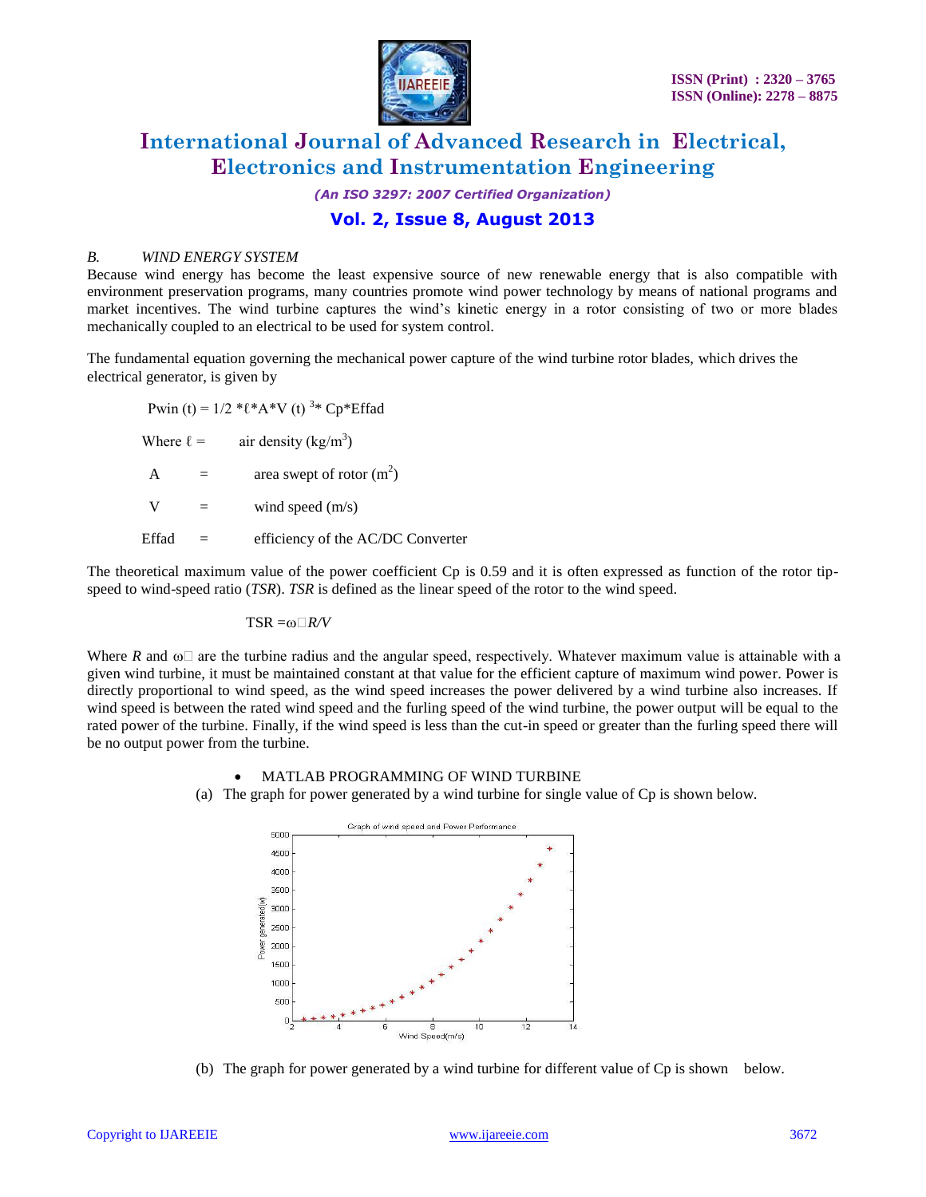*B. WIND ENERGY SYSTEM*

Because wind energy has become the least expensive source of new renewable energy that is also compatible with environment preservation programs, many countries promote wind power technology by means of national programs and market incentives. The wind turbine captures the wind's kinetic energy in a rotor consisting of two or more blades mechanically coupled to an electrical to be used for system control.

The fundamental equation governing the mechanical power capture of the wind turbine rotor blades, which drives the electrical generator, is given by

$$Pwin\ (t) = 1/2 * \ell * A * V\ (t)^{3} * Cp * Effad$$

Where $\ell$ = air density ($kg/m^3$)

A = area swept of rotor ($m^2$)

V = wind speed (m/s)

Effad = efficiency of the AC/DC Converter

The theoretical maximum value of the power coefficient Cp is 0.59 and it is often expressed as function of the rotor tip-speed to wind-speed ratio (*TSR*). *TSR* is defined as the linear speed of the rotor to the wind speed.

$$TSR = \omega R/V$$

Where *R* and $\omega$ are the turbine radius and the angular speed, respectively. Whatever maximum value is attainable with a given wind turbine, it must be maintained constant at that value for the efficient capture of maximum wind power. Power is directly proportional to wind speed, as the wind speed increases the power delivered by a wind turbine also increases. If wind speed is between the rated wind speed and the furling speed of the wind turbine, the power output will be equal to the rated power of the turbine. Finally, if the wind speed is less than the cut-in speed or greater than the furling speed there will be no output power from the turbine.

- MATLAB PROGRAMMING OF WIND TURBINE

(a) The graph for power generated by a wind turbine for single value of Cp is shown below.

Graph of wind speed and Power Performance

(b) The graph for power generated by a wind turbine for different value of Cp is shown below.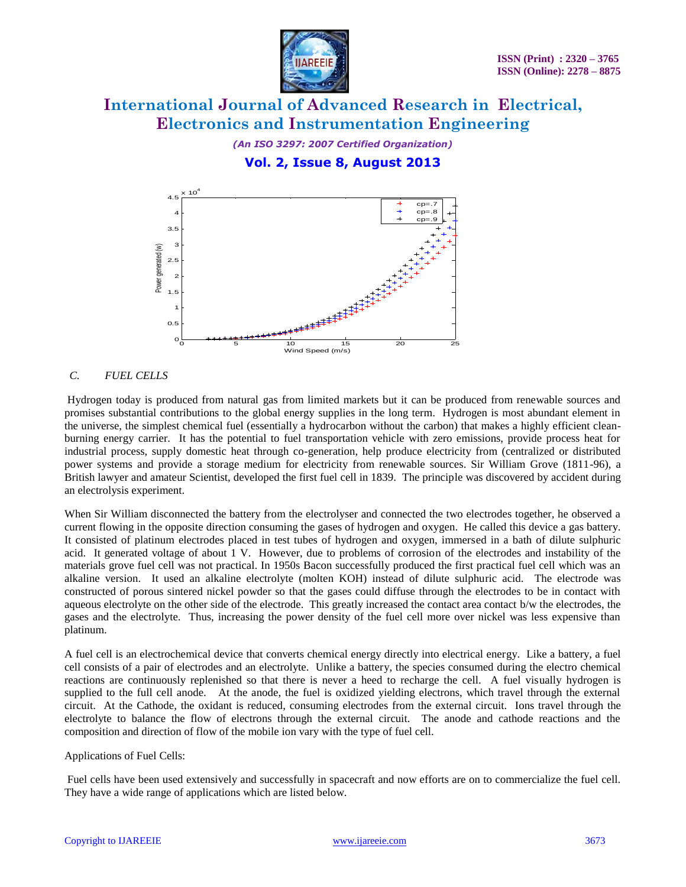### C. FUEL CELLS

Hydrogen today is produced from natural gas from limited markets but it can be produced from renewable sources and promises substantial contributions to the global energy supplies in the long term. Hydrogen is most abundant element in the universe, the simplest chemical fuel (essentially a hydrocarbon without the carbon) that makes a highly efficient clean-burning energy carrier. It has the potential to fuel transportation vehicle with zero emissions, provide process heat for industrial process, supply domestic heat through co-generation, help produce electricity from (centralized or distributed power systems and provide a storage medium for electricity from renewable sources. Sir William Grove (1811-96), a British lawyer and amateur Scientist, developed the first fuel cell in 1839. The principle was discovered by accident during an electrolysis experiment.

When Sir William disconnected the battery from the electrolyser and connected the two electrodes together, he observed a current flowing in the opposite direction consuming the gases of hydrogen and oxygen. He called this device a gas battery. It consisted of platinum electrodes placed in test tubes of hydrogen and oxygen, immersed in a bath of dilute sulphuric acid. It generated voltage of about 1 V. However, due to problems of corrosion of the electrodes and instability of the materials grove fuel cell was not practical. In 1950s Bacon successfully produced the first practical fuel cell which was an alkaline version. It used an alkaline electrolyte (molten KOH) instead of dilute sulphuric acid. The electrode was constructed of porous sintered nickel powder so that the gases could diffuse through the electrodes to be in contact with aqueous electrolyte on the other side of the electrode. This greatly increased the contact area contact b/w the electrodes, the gases and the electrolyte. Thus, increasing the power density of the fuel cell more over nickel was less expensive than platinum.

A fuel cell is an electrochemical device that converts chemical energy directly into electrical energy. Like a battery, a fuel cell consists of a pair of electrodes and an electrolyte. Unlike a battery, the species consumed during the electro chemical reactions are continuously replenished so that there is never a heed to recharge the cell. A fuel visually hydrogen is supplied to the full cell anode. At the anode, the fuel is oxidized yielding electrons, which travel through the external circuit. At the Cathode, the oxidant is reduced, consuming electrodes from the external circuit. Ions travel through the electrolyte to balance the flow of electrons through the external circuit. The anode and cathode reactions and the composition and direction of flow of the mobile ion vary with the type of fuel cell.

Applications of Fuel Cells:

Fuel cells have been used extensively and successfully in spacecraft and now efforts are on to commercialize the fuel cell. They have a wide range of applications which are listed below.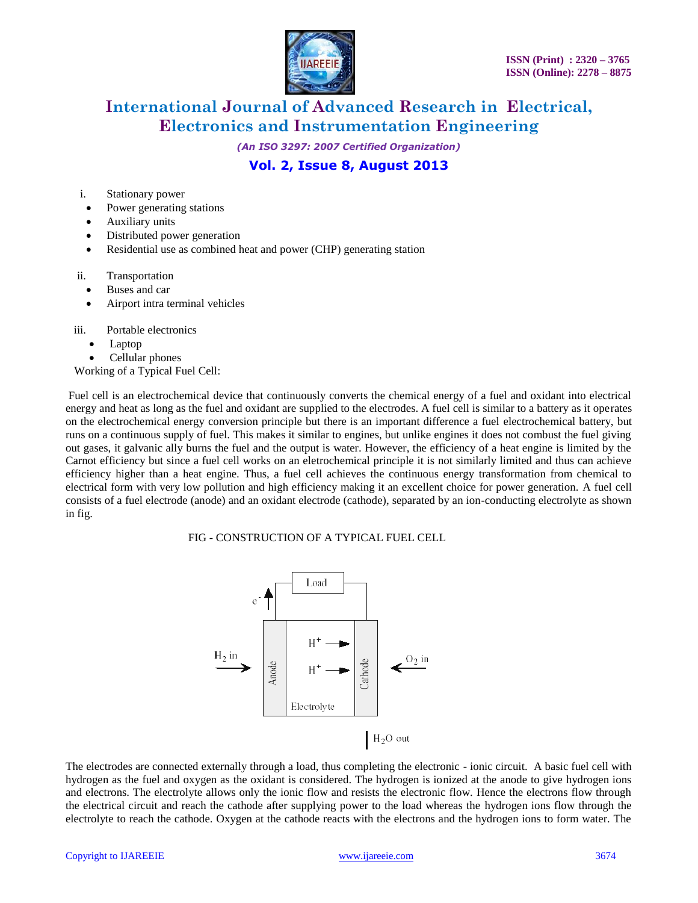i. Stationary power
- Power generating stations
- Auxiliary units
- Distributed power generation
- Residential use as combined heat and power (CHP) generating station

ii. Transportation
- Buses and car
- Airport intra terminal vehicles

iii. Portable electronics
- Laptop
- Cellular phones

Working of a Typical Fuel Cell:

Fuel cell is an electrochemical device that continuously converts the chemical energy of a fuel and oxidant into electrical energy and heat as long as the fuel and oxidant are supplied to the electrodes. A fuel cell is similar to a battery as it operates on the electrochemical energy conversion principle but there is an important difference a fuel electrochemical battery, but runs on a continuous supply of fuel. This makes it similar to engines, but unlike engines it does not combust the fuel giving out gases, it galvanic ally burns the fuel and the output is water. However, the efficiency of a heat engine is limited by the Carnot efficiency but since a fuel cell works on an eletrochemical principle it is not similarly limited and thus can achieve efficiency higher than a heat engine. Thus, a fuel cell achieves the continuous energy transformation from chemical to electrical form with very low pollution and high efficiency making it an excellent choice for power generation. A fuel cell consists of a fuel electrode (anode) and an oxidant electrode (cathode), separated by an ion-conducting electrolyte as shown in fig.

FIG - CONSTRUCTION OF A TYPICAL FUEL CELL

Load

$e^-$

$H_2$ in

Anode

$H^+$

$H^+$

Electrolyte

Cathode

$O_2$ in

$H_2O$ out

The electrodes are connected externally through a load, thus completing the electronic - ionic circuit. A basic fuel cell with hydrogen as the fuel and oxygen as the oxidant is considered. The hydrogen is ionized at the anode to give hydrogen ions and electrons. The electrolyte allows only the ionic flow and resists the electronic flow. Hence the electrons flow through the electrical circuit and reach the cathode after supplying power to the load whereas the hydrogen ions flow through the electrolyte to reach the cathode. Oxygen at the cathode reacts with the electrons and the hydrogen ions to form water. The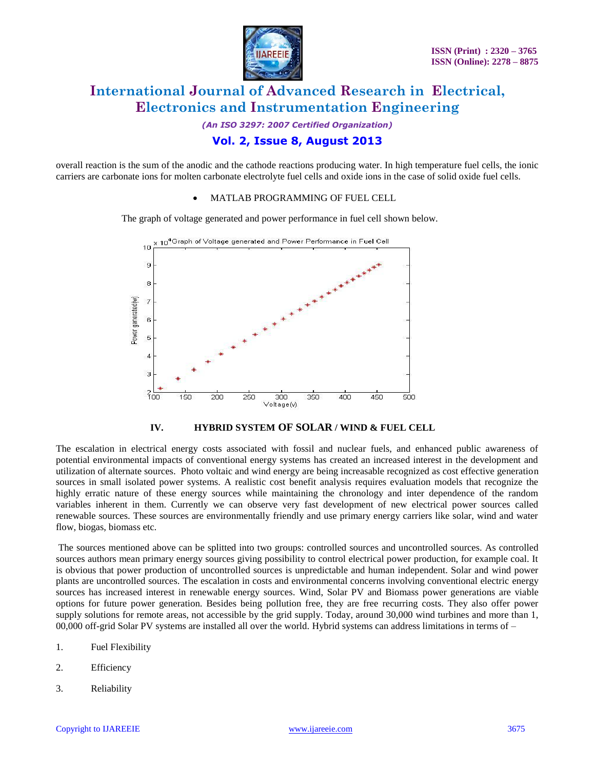overall reaction is the sum of the anodic and the cathode reactions producing water. In high temperature fuel cells, the ionic carriers are carbonate ions for molten carbonate electrolyte fuel cells and oxide ions in the case of solid oxide fuel cells.

- MATLAB PROGRAMMING OF FUEL CELL

The graph of voltage generated and power performance in fuel cell shown below.

## IV. HYBRID SYSTEM OF SOLAR / WIND & FUEL CELL

The escalation in electrical energy costs associated with fossil and nuclear fuels, and enhanced public awareness of potential environmental impacts of conventional energy systems has created an increased interest in the development and utilization of alternate sources. Photo voltaic and wind energy are being increasable recognized as cost effective generation sources in small isolated power systems. A realistic cost benefit analysis requires evaluation models that recognize the highly erratic nature of these energy sources while maintaining the chronology and inter dependence of the random variables inherent in them. Currently we can observe very fast development of new electrical power sources called renewable sources. These sources are environmentally friendly and use primary energy carriers like solar, wind and water flow, biogas, biomass etc.

The sources mentioned above can be splitted into two groups: controlled sources and uncontrolled sources. As controlled sources authors mean primary energy sources giving possibility to control electrical power production, for example coal. It is obvious that power production of uncontrolled sources is unpredictable and human independent. Solar and wind power plants are uncontrolled sources. The escalation in costs and environmental concerns involving conventional electric energy sources has increased interest in renewable energy sources. Wind, Solar PV and Biomass power generations are viable options for future power generation. Besides being pollution free, they are free recurring costs. They also offer power supply solutions for remote areas, not accessible by the grid supply. Today, around 30,000 wind turbines and more than 1, 00,000 off-grid Solar PV systems are installed all over the world. Hybrid systems can address limitations in terms of –

1. Fuel Flexibility
2. Efficiency
3. Reliability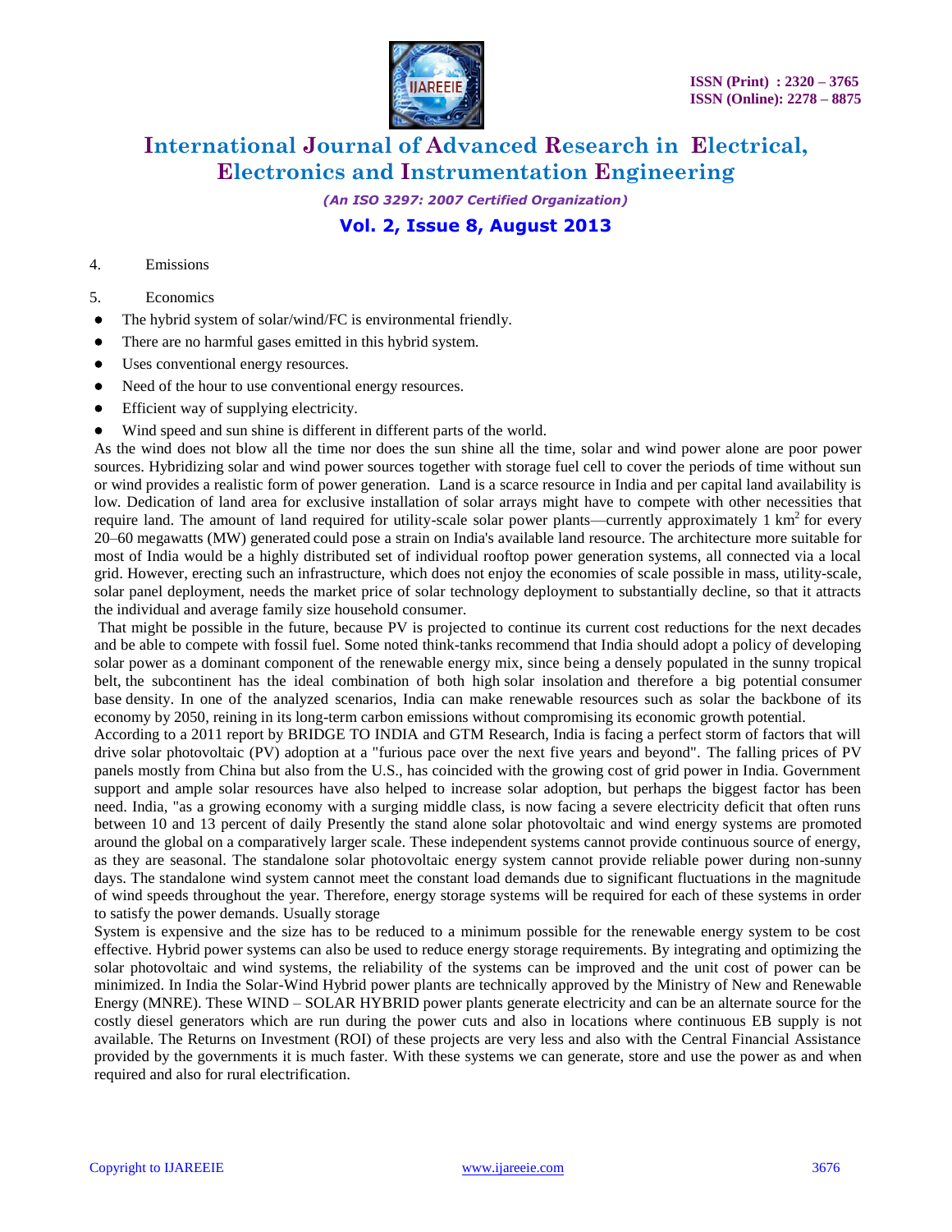4. Emissions

5. Economics

- The hybrid system of solar/wind/FC is environmental friendly.
- There are no harmful gases emitted in this hybrid system.
- Uses conventional energy resources.
- Need of the hour to use conventional energy resources.
- Efficient way of supplying electricity.
- Wind speed and sun shine is different in different parts of the world.

As the wind does not blow all the time nor does the sun shine all the time, solar and wind power alone are poor power sources. Hybridizing solar and wind power sources together with storage fuel cell to cover the periods of time without sun or wind provides a realistic form of power generation. Land is a scarce resource in India and per capital land availability is low. Dedication of land area for exclusive installation of solar arrays might have to compete with other necessities that require land. The amount of land required for utility-scale solar power plants—currently approximately 1 $km^2$ for every 20–60 megawatts (MW) generated could pose a strain on India's available land resource. The architecture more suitable for most of India would be a highly distributed set of individual rooftop power generation systems, all connected via a local grid. However, erecting such an infrastructure, which does not enjoy the economies of scale possible in mass, utility-scale, solar panel deployment, needs the market price of solar technology deployment to substantially decline, so that it attracts the individual and average family size household consumer.

That might be possible in the future, because PV is projected to continue its current cost reductions for the next decades and be able to compete with fossil fuel. Some noted think-tanks recommend that India should adopt a policy of developing solar power as a dominant component of the renewable energy mix, since being a densely populated in the sunny tropical belt, the subcontinent has the ideal combination of both high solar insolation and therefore a big potential consumer base density. In one of the analyzed scenarios, India can make renewable resources such as solar the backbone of its economy by 2050, reining in its long-term carbon emissions without compromising its economic growth potential.

According to a 2011 report by BRIDGE TO INDIA and GTM Research, India is facing a perfect storm of factors that will drive solar photovoltaic (PV) adoption at a "furious pace over the next five years and beyond". The falling prices of PV panels mostly from China but also from the U.S., has coincided with the growing cost of grid power in India. Government support and ample solar resources have also helped to increase solar adoption, but perhaps the biggest factor has been need. India, "as a growing economy with a surging middle class, is now facing a severe electricity deficit that often runs between 10 and 13 percent of daily Presently the stand alone solar photovoltaic and wind energy systems are promoted around the global on a comparatively larger scale. These independent systems cannot provide continuous source of energy, as they are seasonal. The standalone solar photovoltaic energy system cannot provide reliable power during non-sunny days. The standalone wind system cannot meet the constant load demands due to significant fluctuations in the magnitude of wind speeds throughout the year. Therefore, energy storage systems will be required for each of these systems in order to satisfy the power demands. Usually storage

System is expensive and the size has to be reduced to a minimum possible for the renewable energy system to be cost effective. Hybrid power systems can also be used to reduce energy storage requirements. By integrating and optimizing the solar photovoltaic and wind systems, the reliability of the systems can be improved and the unit cost of power can be minimized. In India the Solar-Wind Hybrid power plants are technically approved by the Ministry of New and Renewable Energy (MNRE). These WIND – SOLAR HYBRID power plants generate electricity and can be an alternate source for the costly diesel generators which are run during the power cuts and also in locations where continuous EB supply is not available. The Returns on Investment (ROI) of these projects are very less and also with the Central Financial Assistance provided by the governments it is much faster. With these systems we can generate, store and use the power as and when required and also for rural electrification.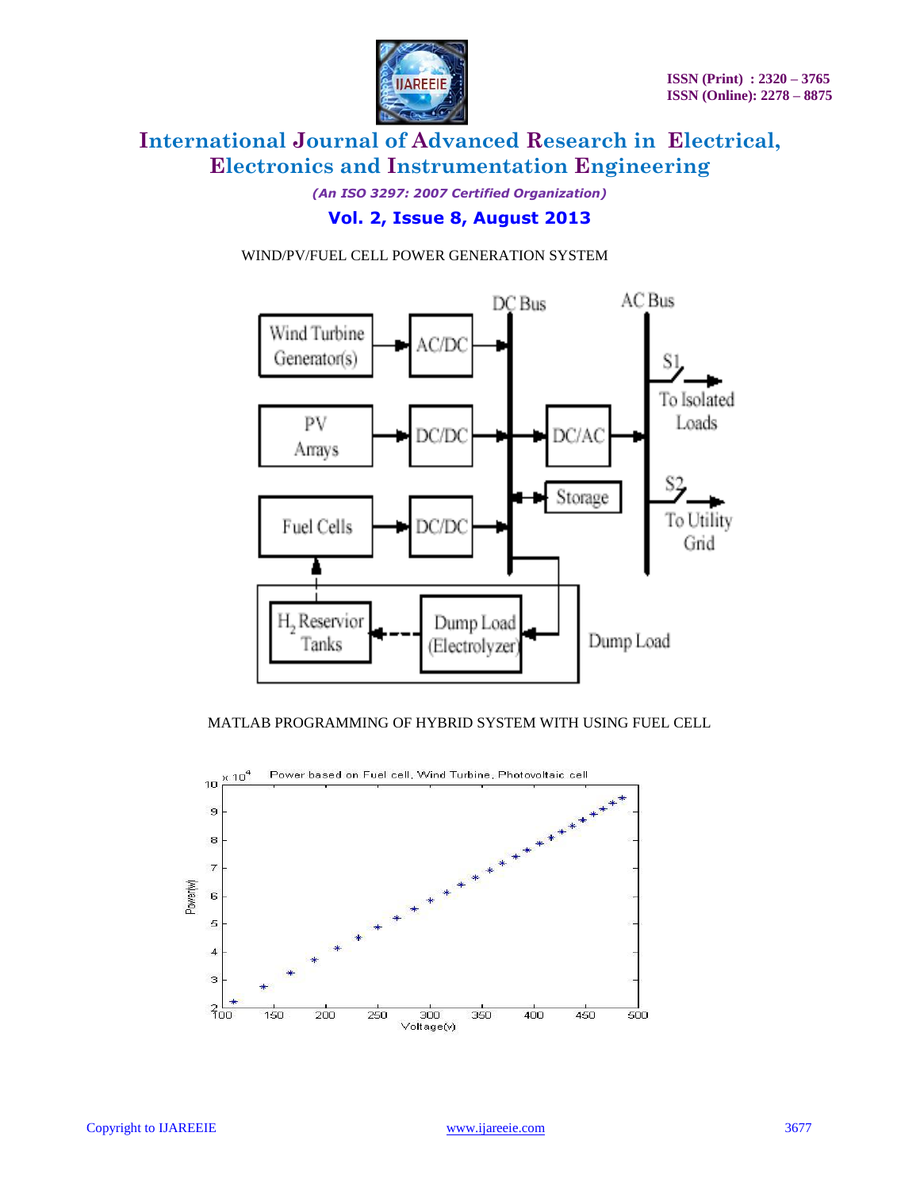WIND/PV/FUEL CELL POWER GENERATION SYSTEM

MATLAB PROGRAMMING OF HYBRID SYSTEM WITH USING FUEL CELL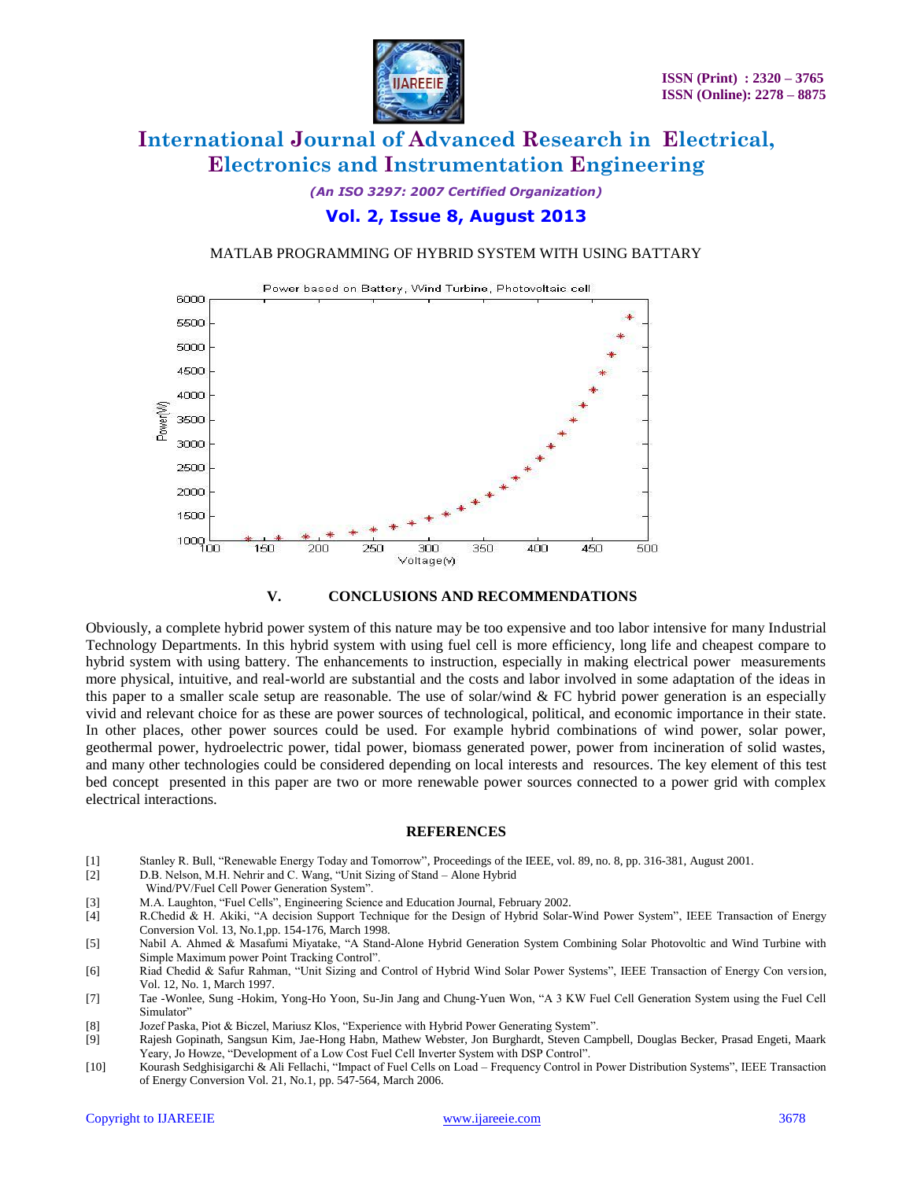MATLAB PROGRAMMING OF HYBRID SYSTEM WITH USING BATTARY

## V. CONCLUSIONS AND RECOMMENDATIONS

Obviously, a complete hybrid power system of this nature may be too expensive and too labor intensive for many Industrial Technology Departments. In this hybrid system with using fuel cell is more efficiency, long life and cheapest compare to hybrid system with using battery. The enhancements to instruction, especially in making electrical power measurements more physical, intuitive, and real-world are substantial and the costs and labor involved in some adaptation of the ideas in this paper to a smaller scale setup are reasonable. The use of solar/wind & FC hybrid power generation is an especially vivid and relevant choice for as these are power sources of technological, political, and economic importance in their state. In other places, other power sources could be used. For example hybrid combinations of wind power, solar power, geothermal power, hydroelectric power, tidal power, biomass generated power, power from incineration of solid wastes, and many other technologies could be considered depending on local interests and resources. The key element of this test bed concept presented in this paper are two or more renewable power sources connected to a power grid with complex electrical interactions.

## REFERENCES

[1] Stanley R. Bull, "Renewable Energy Today and Tomorrow", Proceedings of the IEEE, vol. 89, no. 8, pp. 316-381, August 2001.

[2] D.B. Nelson, M.H. Nehrir and C. Wang, "Unit Sizing of Stand – Alone Hybrid Wind/PV/Fuel Cell Power Generation System".

[3] M.A. Laughton, "Fuel Cells", Engineering Science and Education Journal, February 2002.

[4] R.Chedid & H. Akiki, "A decision Support Technique for the Design of Hybrid Solar-Wind Power System", IEEE Transaction of Energy Conversion Vol. 13, No.1,pp. 154-176, March 1998.

[5] Nabil A. Ahmed & Masafumi Miyatake, "A Stand-Alone Hybrid Generation System Combining Solar Photovoltic and Wind Turbine with Simple Maximum power Point Tracking Control".

[6] Riad Chedid & Safur Rahman, "Unit Sizing and Control of Hybrid Wind Solar Power Systems", IEEE Transaction of Energy Con version, Vol. 12, No. 1, March 1997.

[7] Tae -Wonlee, Sung -Hokim, Yong-Ho Yoon, Su-Jin Jang and Chung-Yuen Won, "A 3 KW Fuel Cell Generation System using the Fuel Cell Simulator"

[8] Jozef Paska, Piot & Biczel, Mariusz Klos, "Experience with Hybrid Power Generating System".

[9] Rajesh Gopinath, Sangsun Kim, Jae-Hong Habn, Mathew Webster, Jon Burghardt, Steven Campbell, Douglas Becker, Prasad Engeti, Maark Yeary, Jo Howze, "Development of a Low Cost Fuel Cell Inverter System with DSP Control".

[10] Kourash Sedghisigarchi & Ali Fellachi, "Impact of Fuel Cells on Load – Frequency Control in Power Distribution Systems", IEEE Transaction of Energy Conversion Vol. 21, No.1, pp. 547-564, March 2006.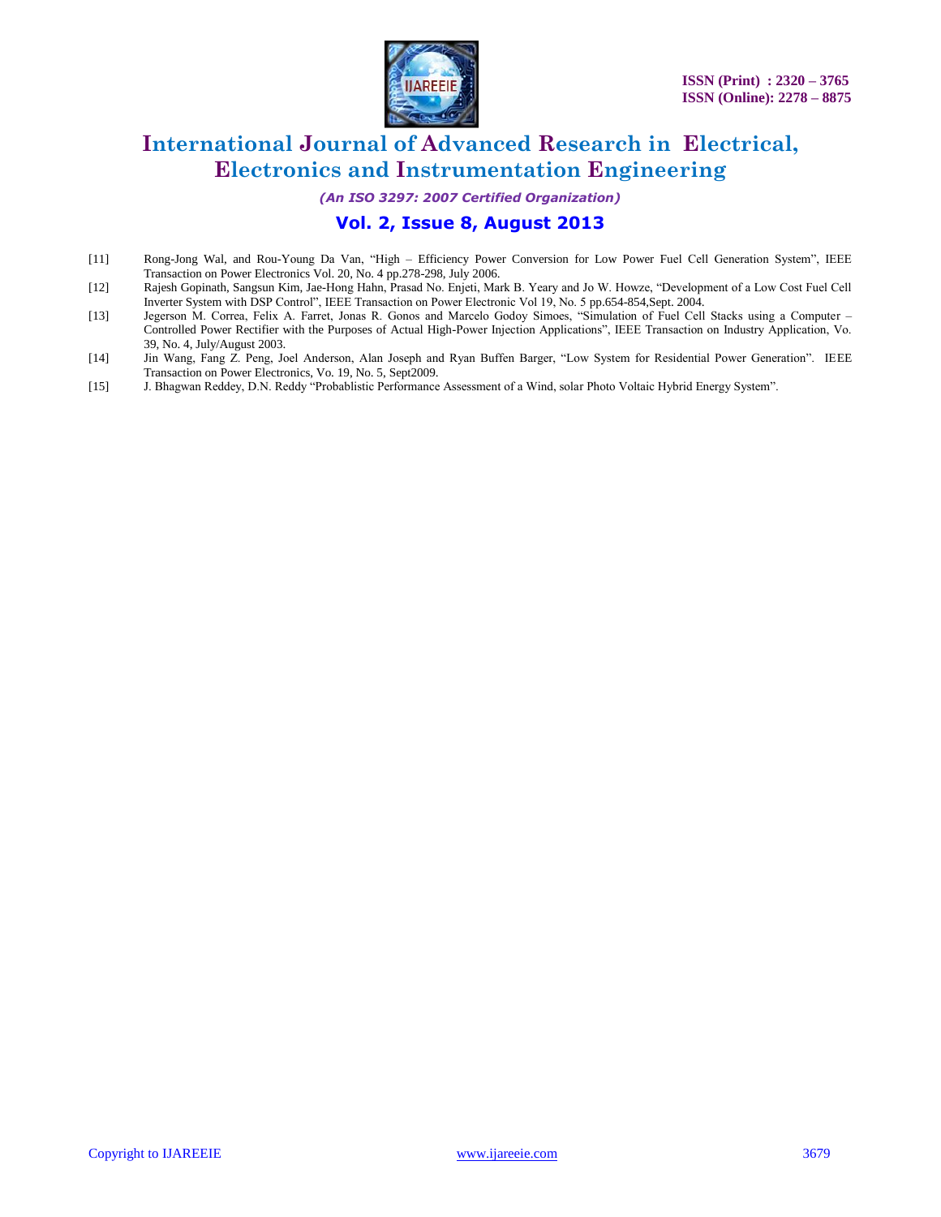[11] Rong-Jong Wal, and Rou-Young Da Van, "High – Efficiency Power Conversion for Low Power Fuel Cell Generation System", IEEE Transaction on Power Electronics Vol. 20, No. 4 pp.278-298, July 2006.

[12] Rajesh Gopinath, Sangsun Kim, Jae-Hong Hahn, Prasad No. Enjeti, Mark B. Yeary and Jo W. Howze, "Development of a Low Cost Fuel Cell Inverter System with DSP Control", IEEE Transaction on Power Electronic Vol 19, No. 5 pp.654-854,Sept. 2004.

[13] Jegerson M. Correa, Felix A. Farret, Jonas R. Gonos and Marcelo Godoy Simoes, "Simulation of Fuel Cell Stacks using a Computer – Controlled Power Rectifier with the Purposes of Actual High-Power Injection Applications", IEEE Transaction on Industry Application, Vo. 39, No. 4, July/August 2003.

[14] Jin Wang, Fang Z. Peng, Joel Anderson, Alan Joseph and Ryan Buffen Barger, "Low System for Residential Power Generation". IEEE Transaction on Power Electronics, Vo. 19, No. 5, Sept2009.

[15] J. Bhagwan Reddey, D.N. Reddy "Probablistic Performance Assessment of a Wind, solar Photo Voltaic Hybrid Energy System".